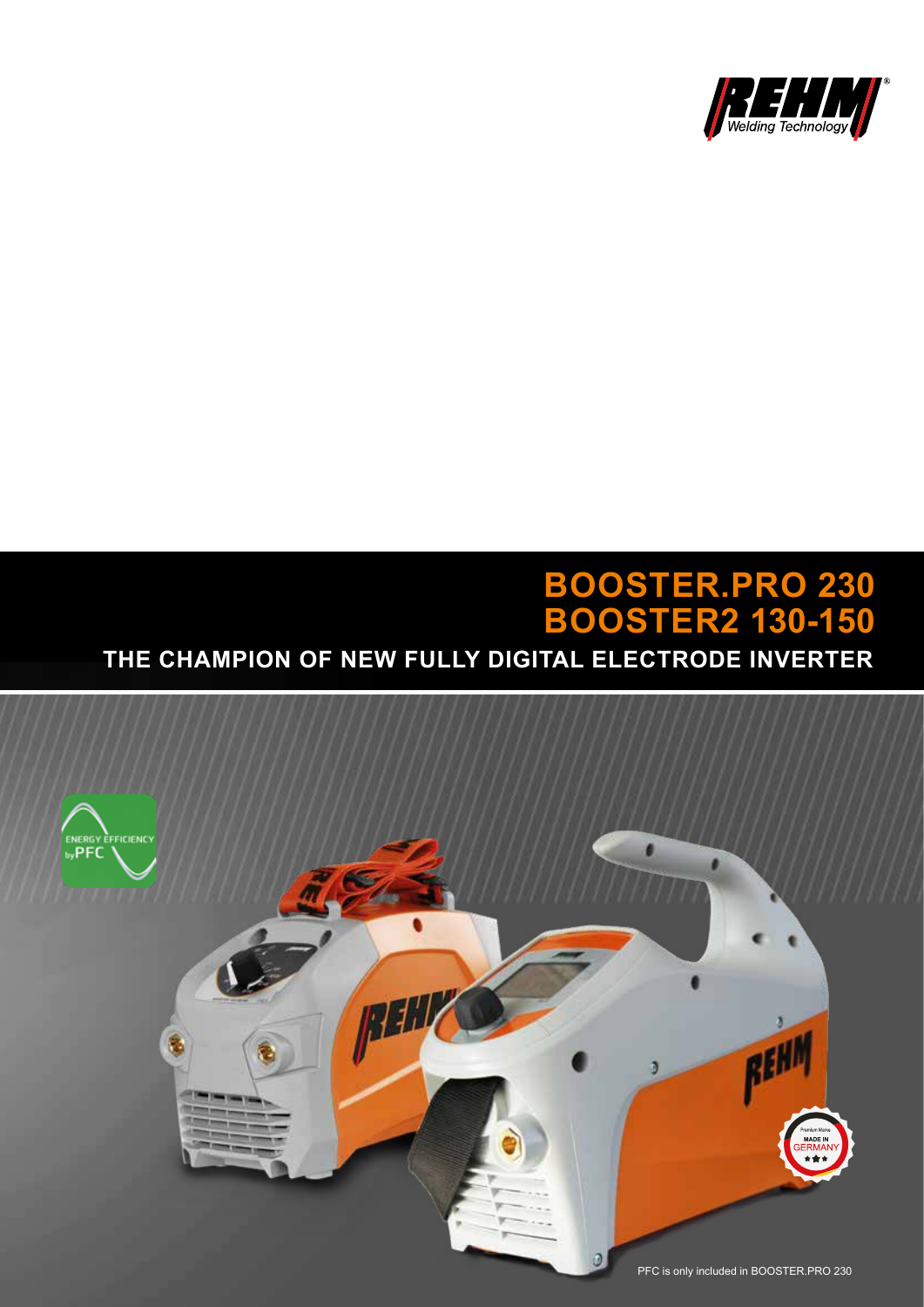# BOOSTER.PRO 230
# BOOSTER2 130-150

## THE CHAMPION OF NEW FULLY DIGITAL ELECTRODE INVERTER

ENERGY EFFICIENCY by PFC

PFC is only included in BOOSTER.PRO 230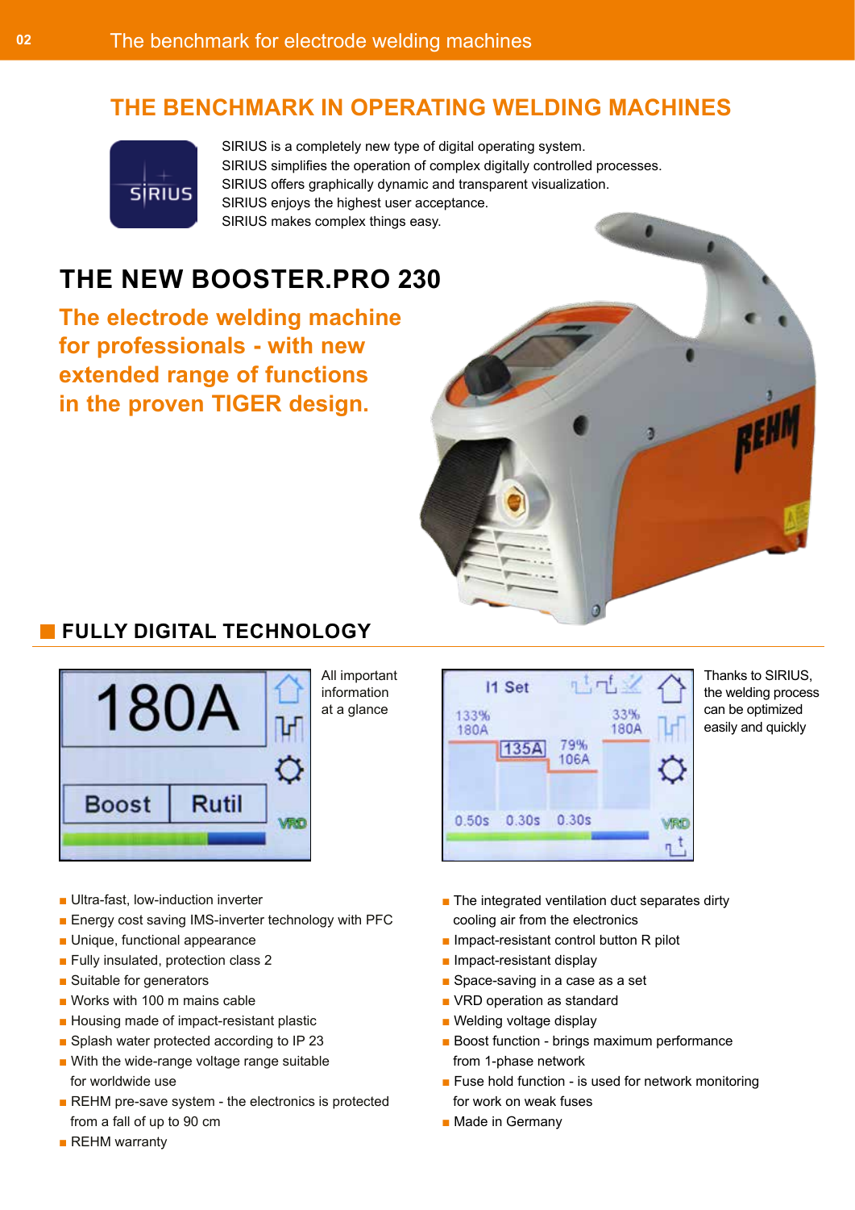## THE BENCHMARK IN OPERATING WELDING MACHINES

SIRIUS is a completely new type of digital operating system.
SIRIUS simplifies the operation of complex digitally controlled processes.
SIRIUS offers graphically dynamic and transparent visualization.
SIRIUS enjoys the highest user acceptance.
SIRIUS makes complex things easy.

# THE NEW BOOSTER.PRO 230

**The electrode welding machine for professionals - with new extended range of functions in the proven TIGER design.**

## FULLY DIGITAL TECHNOLOGY

All important information at a glance

Thanks to SIRIUS, the welding process can be optimized easily and quickly

- Ultra-fast, low-induction inverter
- Energy cost saving IMS-inverter technology with PFC
- Unique, functional appearance
- Fully insulated, protection class 2
- Suitable for generators
- Works with 100 m mains cable
- Housing made of impact-resistant plastic
- Splash water protected according to IP 23
- With the wide-range voltage range suitable for worldwide use
- REHM pre-save system - the electronics is protected from a fall of up to 90 cm
- REHM warranty
- The integrated ventilation duct separates dirty cooling air from the electronics
- Impact-resistant control button R pilot
- Impact-resistant display
- Space-saving in a case as a set
- VRD operation as standard
- Welding voltage display
- Boost function - brings maximum performance from 1-phase network
- Fuse hold function - is used for network monitoring for work on weak fuses
- Made in Germany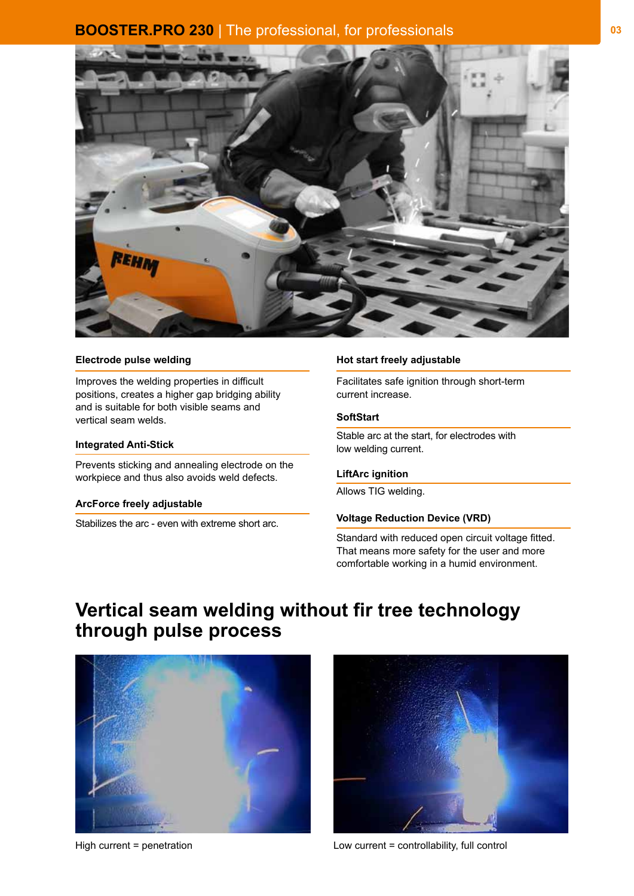### Electrode pulse welding

Improves the welding properties in difficult positions, creates a higher gap bridging ability and is suitable for both visible seams and vertical seam welds.

### Integrated Anti-Stick

Prevents sticking and annealing electrode on the workpiece and thus also avoids weld defects.

### ArcForce freely adjustable

Stabilizes the arc - even with extreme short arc.

### Hot start freely adjustable

Facilitates safe ignition through short-term current increase.

### SoftStart

Stable arc at the start, for electrodes with low welding current.

### LiftArc ignition

Allows TIG welding.

### Voltage Reduction Device (VRD)

Standard with reduced open circuit voltage fitted. That means more safety for the user and more comfortable working in a humid environment.

## Vertical seam welding without fir tree technology through pulse process

High current = penetration

Low current = controllability, full control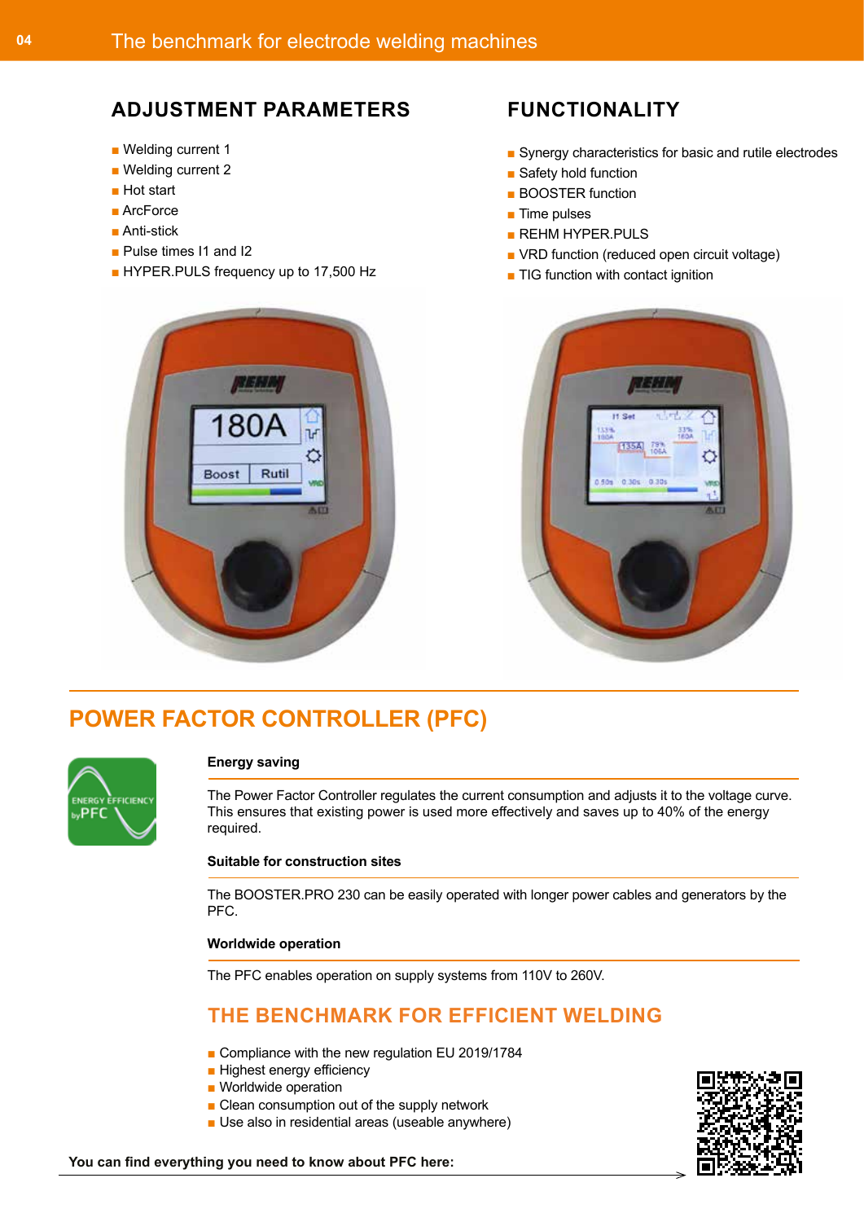## ADJUSTMENT PARAMETERS

- Welding current 1
- Welding current 2
- Hot start
- ArcForce
- Anti-stick
- Pulse times I1 and I2
- HYPER.PULS frequency up to 17,500 Hz

## FUNCTIONALITY

- Synergy characteristics for basic and rutile electrodes
- Safety hold function
- BOOSTER function
- Time pulses
- REHM HYPER.PULS
- VRD function (reduced open circuit voltage)
- TIG function with contact ignition

## POWER FACTOR CONTROLLER (PFC)

**Energy saving**

The Power Factor Controller regulates the current consumption and adjusts it to the voltage curve. This ensures that existing power is used more effectively and saves up to 40% of the energy required.

**Suitable for construction sites**

The BOOSTER.PRO 230 can be easily operated with longer power cables and generators by the PFC.

**Worldwide operation**

The PFC enables operation on supply systems from 110V to 260V.

## THE BENCHMARK FOR EFFICIENT WELDING

- Compliance with the new regulation EU 2019/1784
- Highest energy efficiency
- Worldwide operation
- Clean consumption out of the supply network
- Use also in residential areas (useable anywhere)

**You can find everything you need to know about PFC here:**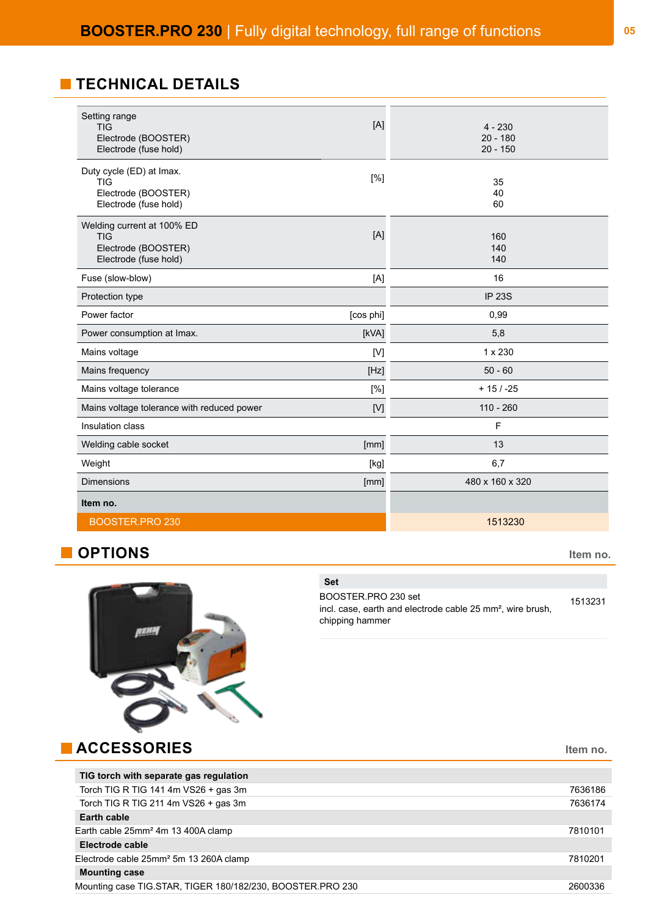# BOOSTER.PRO 230 | Fully digital technology, full range of functions

## TECHNICAL DETAILS

| | | |
|---|---|---|
| Setting range<br>TIG<br>Electrode (BOOSTER)<br>Electrode (fuse hold) | [A] | 4 - 230<br>20 - 180<br>20 - 150 |
| Duty cycle (ED) at Imax.<br>TIG<br>Electrode (BOOSTER)<br>Electrode (fuse hold) | [%] | 35<br>40<br>60 |
| Welding current at 100% ED<br>TIG<br>Electrode (BOOSTER)<br>Electrode (fuse hold) | [A] | 160<br>140<br>140 |
| Fuse (slow-blow) | [A] | 16 |
| Protection type | | IP 23S |
| Power factor | [cos phi] | 0,99 |
| Power consumption at Imax. | [kVA] | 5,8 |
| Mains voltage | [V] | 1 x 230 |
| Mains frequency | [Hz] | 50 - 60 |
| Mains voltage tolerance | [%] | + 15 / -25 |
| Mains voltage tolerance with reduced power | [V] | 110 - 260 |
| Insulation class | | F |
| Welding cable socket | [mm] | 13 |
| Weight | [kg] | 6,7 |
| Dimensions | [mm] | 480 x 160 x 320 |
| **Item no.** | | |
| BOOSTER.PRO 230 | | 1513230 |

## OPTIONS

| Set | Item no. |
|---|---|
| BOOSTER.PRO 230 set<br>incl. case, earth and electrode cable 25 mm², wire brush, chipping hammer | 1513231 |

## ACCESSORIES

| | Item no. |
|---|---|
| **TIG torch with separate gas regulation** | |
| Torch TIG R TIG 141 4m VS26 + gas 3m | 7636186 |
| Torch TIG R TIG 211 4m VS26 + gas 3m | 7636174 |
| **Earth cable** | |
| Earth cable 25mm² 4m 13 400A clamp | 7810101 |
| **Electrode cable** | |
| Electrode cable 25mm² 5m 13 260A clamp | 7810201 |
| **Mounting case** | |
| Mounting case TIG.STAR, TIGER 180/182/230, BOOSTER.PRO 230 | 2600336 |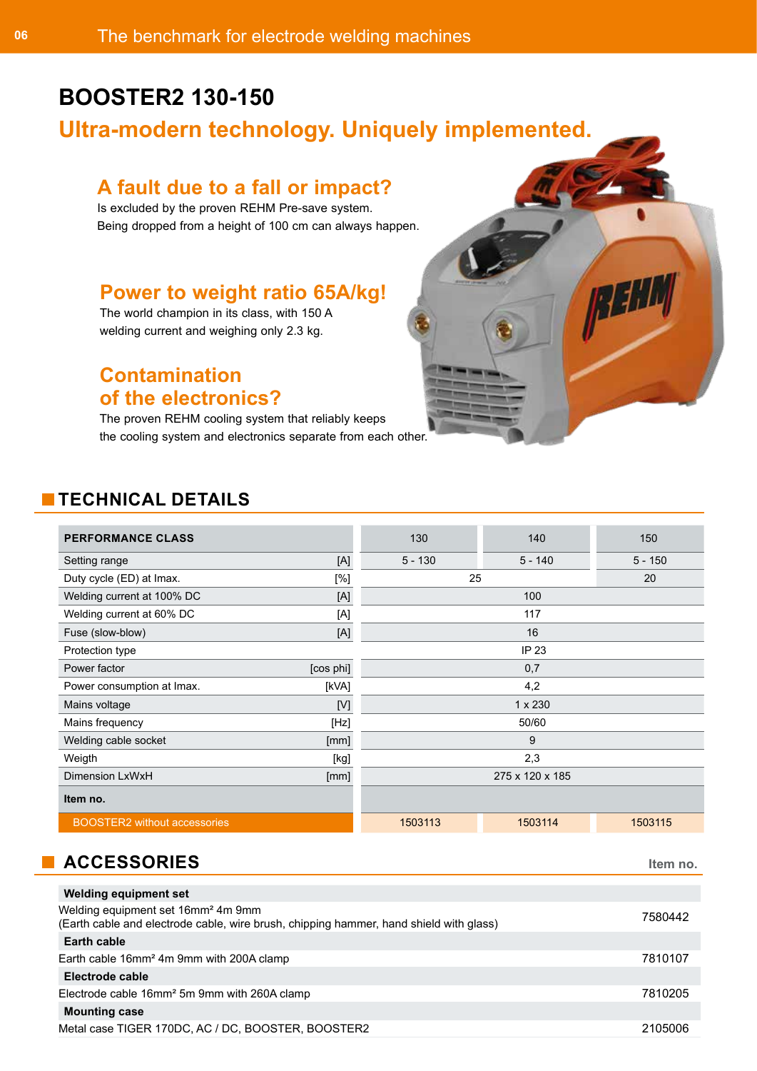# BOOSTER2 130-150

## Ultra-modern technology. Uniquely implemented.

### A fault due to a fall or impact?

Is excluded by the proven REHM Pre-save system.
Being dropped from a height of 100 cm can always happen.

### Power to weight ratio 65A/kg!

The world champion in its class, with 150 A welding current and weighing only 2.3 kg.

### Contamination of the electronics?

The proven REHM cooling system that reliably keeps the cooling system and electronics separate from each other.

## TECHNICAL DETAILS

| PERFORMANCE CLASS | | 130 | 140 | 150 |
|---|---|---|---|---|
| Setting range | [A] | 5 - 130 | 5 - 140 | 5 - 150 |
| Duty cycle (ED) at Imax. | [%] | 25 | | 20 |
| Welding current at 100% DC | [A] | 100 | | |
| Welding current at 60% DC | [A] | 117 | | |
| Fuse (slow-blow) | [A] | 16 | | |
| Protection type | | IP 23 | | |
| Power factor | [cos phi] | 0,7 | | |
| Power consumption at Imax. | [kVA] | 4,2 | | |
| Mains voltage | [V] | 1 x 230 | | |
| Mains frequency | [Hz] | 50/60 | | |
| Welding cable socket | [mm] | 9 | | |
| Weigth | [kg] | 2,3 | | |
| Dimension LxWxH | [mm] | 275 x 120 x 185 | | |
| **Item no.** | | | | |
| BOOSTER2 without accessories | | 1503113 | 1503114 | 1503115 |

## ACCESSORIES

| | Item no. |
|---|---|
| **Welding equipment set** | |
| Welding equipment set 16mm² 4m 9mm (Earth cable and electrode cable, wire brush, chipping hammer, hand shield with glass) | 7580442 |
| **Earth cable** | |
| Earth cable 16mm² 4m 9mm with 200A clamp | 7810107 |
| **Electrode cable** | |
| Electrode cable 16mm² 5m 9mm with 260A clamp | 7810205 |
| **Mounting case** | |
| Metal case TIGER 170DC, AC / DC, BOOSTER, BOOSTER2 | 2105006 |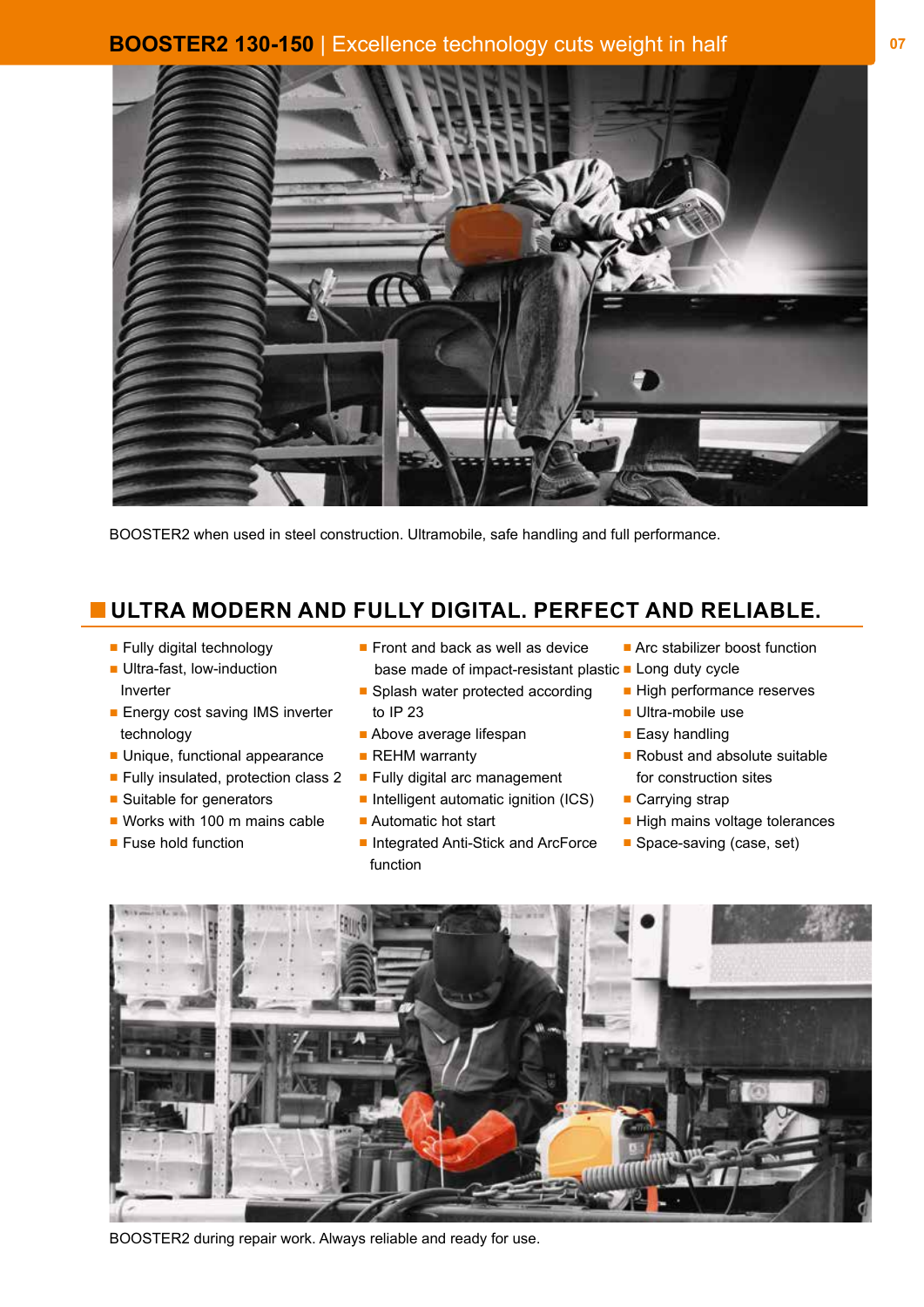# BOOSTER2 130-150 | Excellence technology cuts weight in half

BOOSTER2 when used in steel construction. Ultramobile, safe handling and full performance.

## ULTRA MODERN AND FULLY DIGITAL. PERFECT AND RELIABLE.

- Fully digital technology
- Ultra-fast, low-induction Inverter
- Energy cost saving IMS inverter technology
- Unique, functional appearance
- Fully insulated, protection class 2
- Suitable for generators
- Works with 100 m mains cable
- Fuse hold function
- Front and back as well as device base made of impact-resistant plastic
- Splash water protected according to IP 23
- Above average lifespan
- REHM warranty
- Fully digital arc management
- Intelligent automatic ignition (ICS)
- Automatic hot start
- Integrated Anti-Stick and ArcForce function
- Arc stabilizer boost function
- Long duty cycle
- High performance reserves
- Ultra-mobile use
- Easy handling
- Robust and absolute suitable for construction sites
- Carrying strap
- High mains voltage tolerances
- Space-saving (case, set)

BOOSTER2 during repair work. Always reliable and ready for use.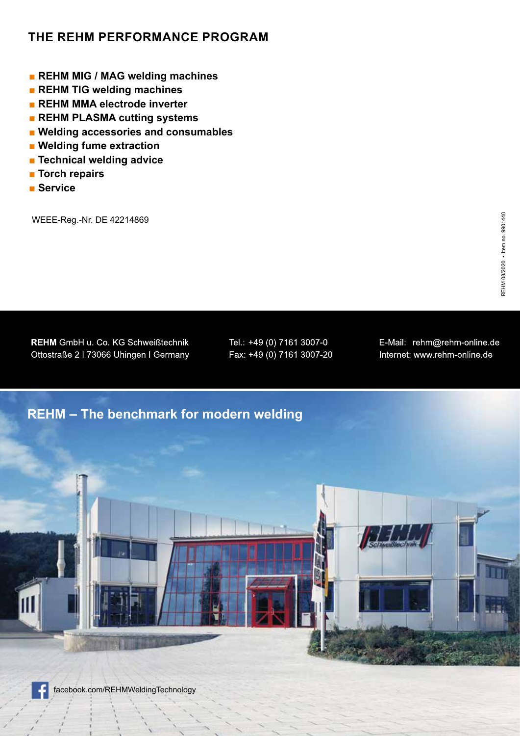## THE REHM PERFORMANCE PROGRAM

- **REHM MIG / MAG welding machines**
- **REHM TIG welding machines**
- **REHM MMA electrode inverter**
- **REHM PLASMA cutting systems**
- **Welding accessories and consumables**
- **Welding fume extraction**
- **Technical welding advice**
- **Torch repairs**
- **Service**

WEEE-Reg.-Nr. DE 42214869

REHM 08/2020 • Item no. 9901440

**REHM** GmbH u. Co. KG Schweißtechnik
Ottostraße 2 I 73066 Uhingen I Germany

Tel.: +49 (0) 7161 3007-0
Fax: +49 (0) 7161 3007-20

E-Mail: rehm@rehm-online.de
Internet: www.rehm-online.de

**REHM – The benchmark for modern welding**

facebook.com/REHMWeldingTechnology